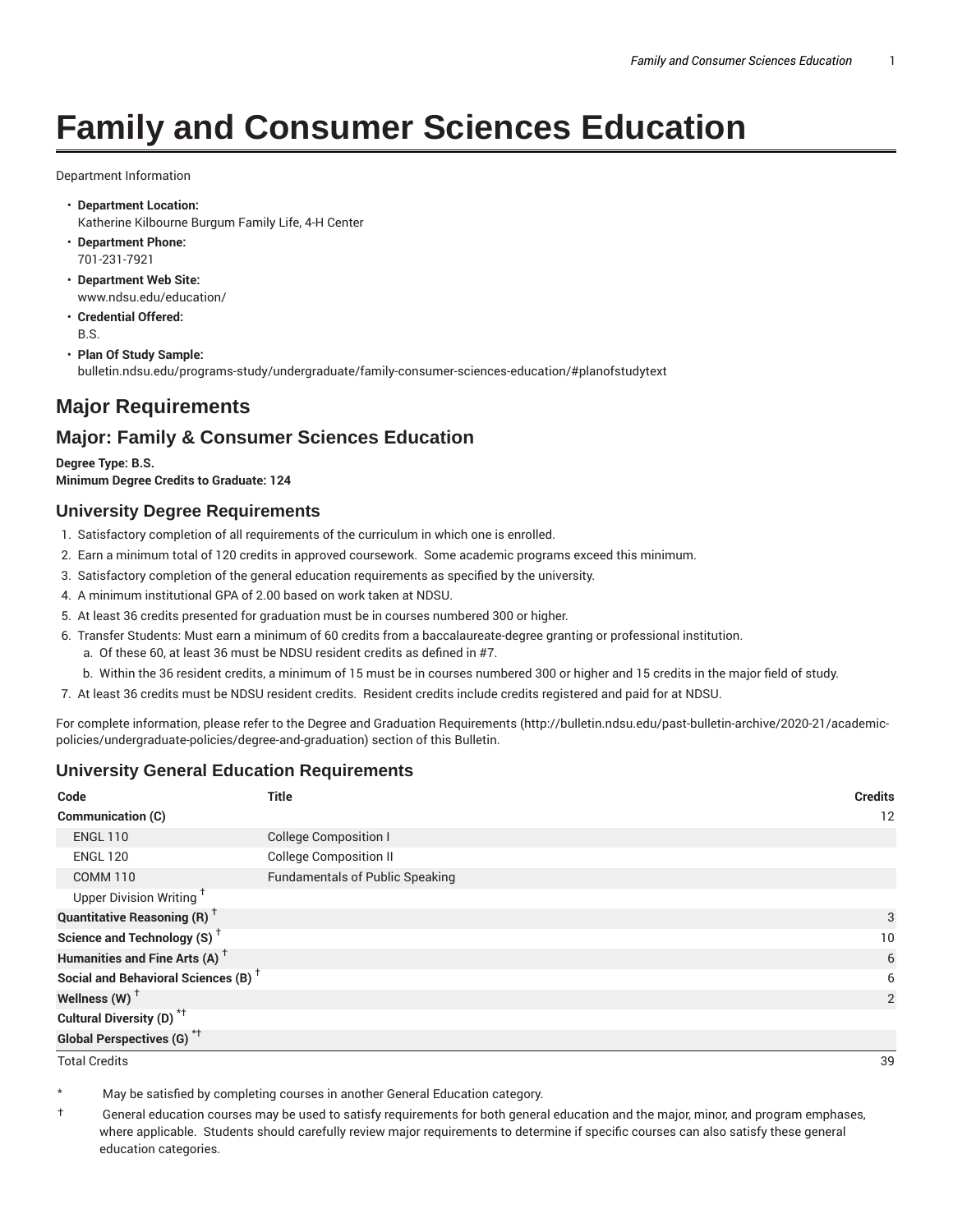# Family and Consumer Sciences Education

Department Information

- **Department Location:**
  Katherine Kilbourne Burgum Family Life, 4-H Center
- **Department Phone:**
  701-231-7921
- **Department Web Site:**
  www.ndsu.edu/education/
- **Credential Offered:**
  B.S.
- **Plan Of Study Sample:**
  bulletin.ndsu.edu/programs-study/undergraduate/family-consumer-sciences-education/#planofstudytext

## Major Requirements

## Major: Family & Consumer Sciences Education

**Degree Type: B.S.**
**Minimum Degree Credits to Graduate: 124**

### University Degree Requirements

1. Satisfactory completion of all requirements of the curriculum in which one is enrolled.
2. Earn a minimum total of 120 credits in approved coursework. Some academic programs exceed this minimum.
3. Satisfactory completion of the general education requirements as specified by the university.
4. A minimum institutional GPA of 2.00 based on work taken at NDSU.
5. At least 36 credits presented for graduation must be in courses numbered 300 or higher.
6. Transfer Students: Must earn a minimum of 60 credits from a baccalaureate-degree granting or professional institution.
   a. Of these 60, at least 36 must be NDSU resident credits as defined in #7.
   b. Within the 36 resident credits, a minimum of 15 must be in courses numbered 300 or higher and 15 credits in the major field of study.
7. At least 36 credits must be NDSU resident credits. Resident credits include credits registered and paid for at NDSU.

For complete information, please refer to the Degree and Graduation Requirements (http://bulletin.ndsu.edu/past-bulletin-archive/2020-21/academic-policies/undergraduate-policies/degree-and-graduation) section of this Bulletin.

### University General Education Requirements

| Code | Title | Credits |
|---|---|---|
| **Communication (C)** | | 12 |
| ENGL 110 | College Composition I | |
| ENGL 120 | College Composition II | |
| COMM 110 | Fundamentals of Public Speaking | |
| Upper Division Writing † | | |
| **Quantitative Reasoning (R)** † | | 3 |
| **Science and Technology (S)** † | | 10 |
| **Humanities and Fine Arts (A)** † | | 6 |
| **Social and Behavioral Sciences (B)** † | | 6 |
| **Wellness (W)** † | | 2 |
| **Cultural Diversity (D)** *† | | |
| **Global Perspectives (G)** *† | | |
| Total Credits | | 39 |

\* May be satisfied by completing courses in another General Education category.

† General education courses may be used to satisfy requirements for both general education and the major, minor, and program emphases, where applicable. Students should carefully review major requirements to determine if specific courses can also satisfy these general education categories.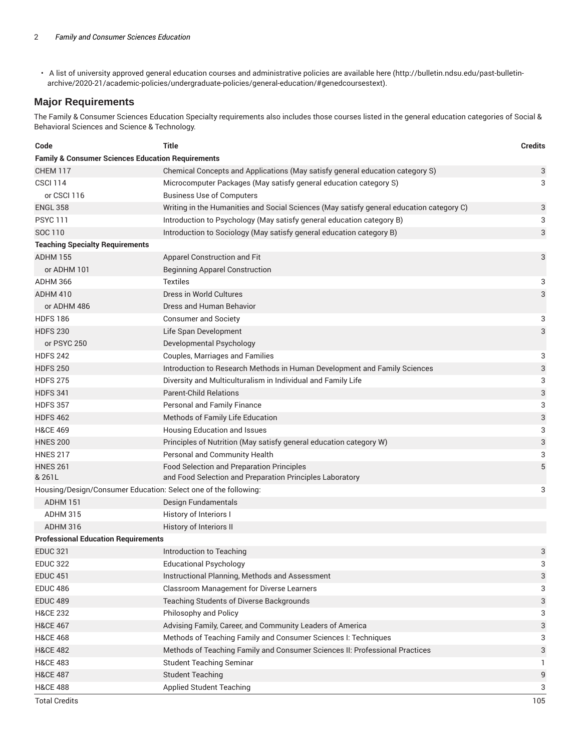- A list of university approved general education courses and administrative policies are available here (http://bulletin.ndsu.edu/past-bulletin-archive/2020-21/academic-policies/undergraduate-policies/general-education/#genedcoursestext).

## Major Requirements

The Family & Consumer Sciences Education Specialty requirements also includes those courses listed in the general education categories of Social & Behavioral Sciences and Science & Technology.

| Code | Title | Credits |
|---|---|---|
| **Family & Consumer Sciences Education Requirements** | | |
| CHEM 117 | Chemical Concepts and Applications (May satisfy general education category S) | 3 |
| CSCI 114 | Microcomputer Packages (May satisfy general education category S) | 3 |
| or CSCI 116 | Business Use of Computers | |
| ENGL 358 | Writing in the Humanities and Social Sciences (May satisfy general education category C) | 3 |
| PSYC 111 | Introduction to Psychology (May satisfy general education category B) | 3 |
| SOC 110 | Introduction to Sociology (May satisfy general education category B) | 3 |
| **Teaching Specialty Requirements** | | |
| ADHM 155 | Apparel Construction and Fit | 3 |
| or ADHM 101 | Beginning Apparel Construction | |
| ADHM 366 | Textiles | 3 |
| ADHM 410 | Dress in World Cultures | 3 |
| or ADHM 486 | Dress and Human Behavior | |
| HDFS 186 | Consumer and Society | 3 |
| HDFS 230 | Life Span Development | 3 |
| or PSYC 250 | Developmental Psychology | |
| HDFS 242 | Couples, Marriages and Families | 3 |
| HDFS 250 | Introduction to Research Methods in Human Development and Family Sciences | 3 |
| HDFS 275 | Diversity and Multiculturalism in Individual and Family Life | 3 |
| HDFS 341 | Parent-Child Relations | 3 |
| HDFS 357 | Personal and Family Finance | 3 |
| HDFS 462 | Methods of Family Life Education | 3 |
| H&CE 469 | Housing Education and Issues | 3 |
| HNES 200 | Principles of Nutrition (May satisfy general education category W) | 3 |
| HNES 217 | Personal and Community Health | 3 |
| HNES 261 & 261L | Food Selection and Preparation Principles and Food Selection and Preparation Principles Laboratory | 5 |
| Housing/Design/Consumer Education: Select one of the following: | | 3 |
| ADHM 151 | Design Fundamentals | |
| ADHM 315 | History of Interiors I | |
| ADHM 316 | History of Interiors II | |
| **Professional Education Requirements** | | |
| EDUC 321 | Introduction to Teaching | 3 |
| EDUC 322 | Educational Psychology | 3 |
| EDUC 451 | Instructional Planning, Methods and Assessment | 3 |
| EDUC 486 | Classroom Management for Diverse Learners | 3 |
| EDUC 489 | Teaching Students of Diverse Backgrounds | 3 |
| H&CE 232 | Philosophy and Policy | 3 |
| H&CE 467 | Advising Family, Career, and Community Leaders of America | 3 |
| H&CE 468 | Methods of Teaching Family and Consumer Sciences I: Techniques | 3 |
| H&CE 482 | Methods of Teaching Family and Consumer Sciences II: Professional Practices | 3 |
| H&CE 483 | Student Teaching Seminar | 1 |
| H&CE 487 | Student Teaching | 9 |
| H&CE 488 | Applied Student Teaching | 3 |
| Total Credits | | 105 |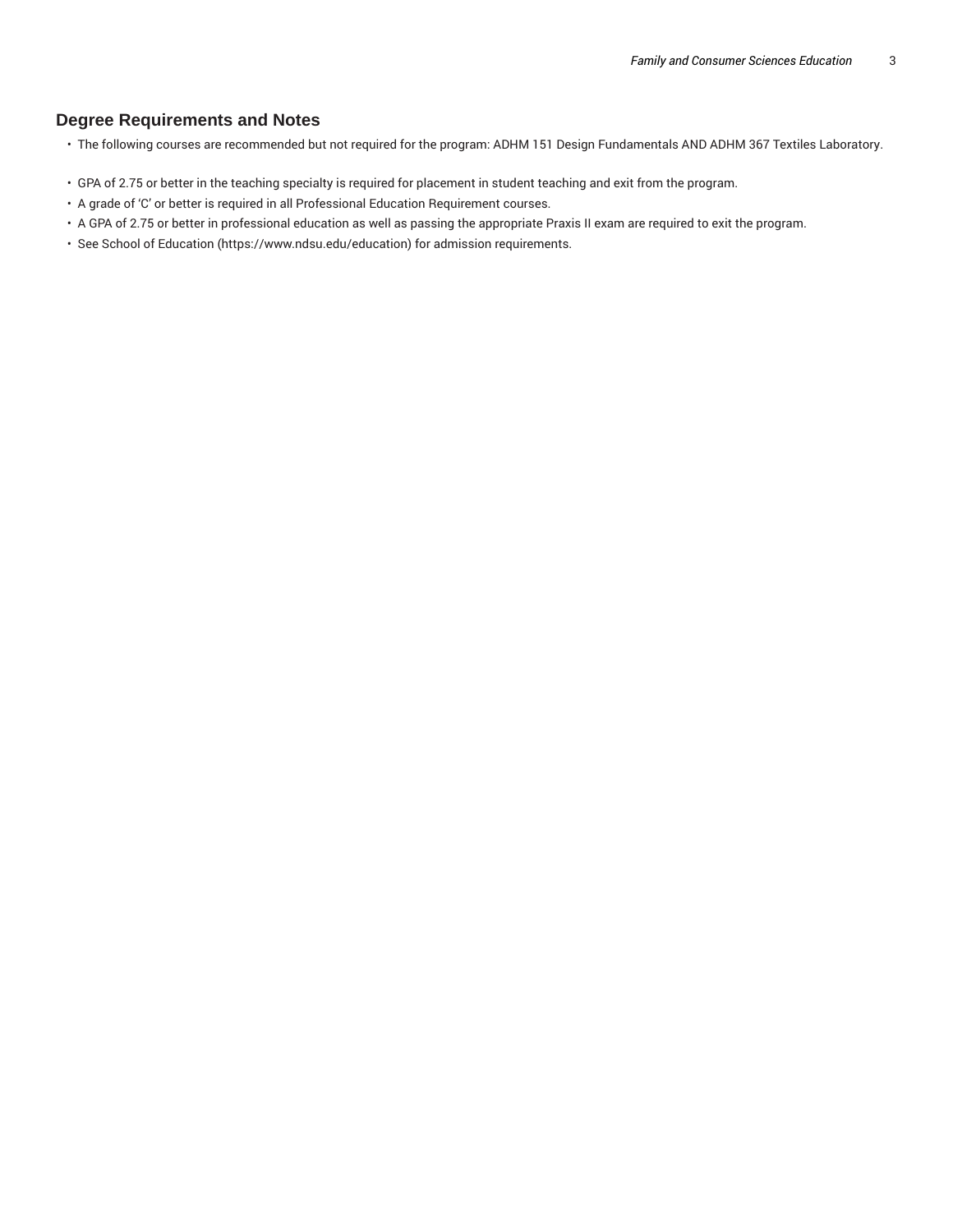## Degree Requirements and Notes

- The following courses are recommended but not required for the program: ADHM 151 Design Fundamentals AND ADHM 367 Textiles Laboratory.

- GPA of 2.75 or better in the teaching specialty is required for placement in student teaching and exit from the program.
- A grade of 'C' or better is required in all Professional Education Requirement courses.
- A GPA of 2.75 or better in professional education as well as passing the appropriate Praxis II exam are required to exit the program.
- See School of Education (https://www.ndsu.edu/education) for admission requirements.